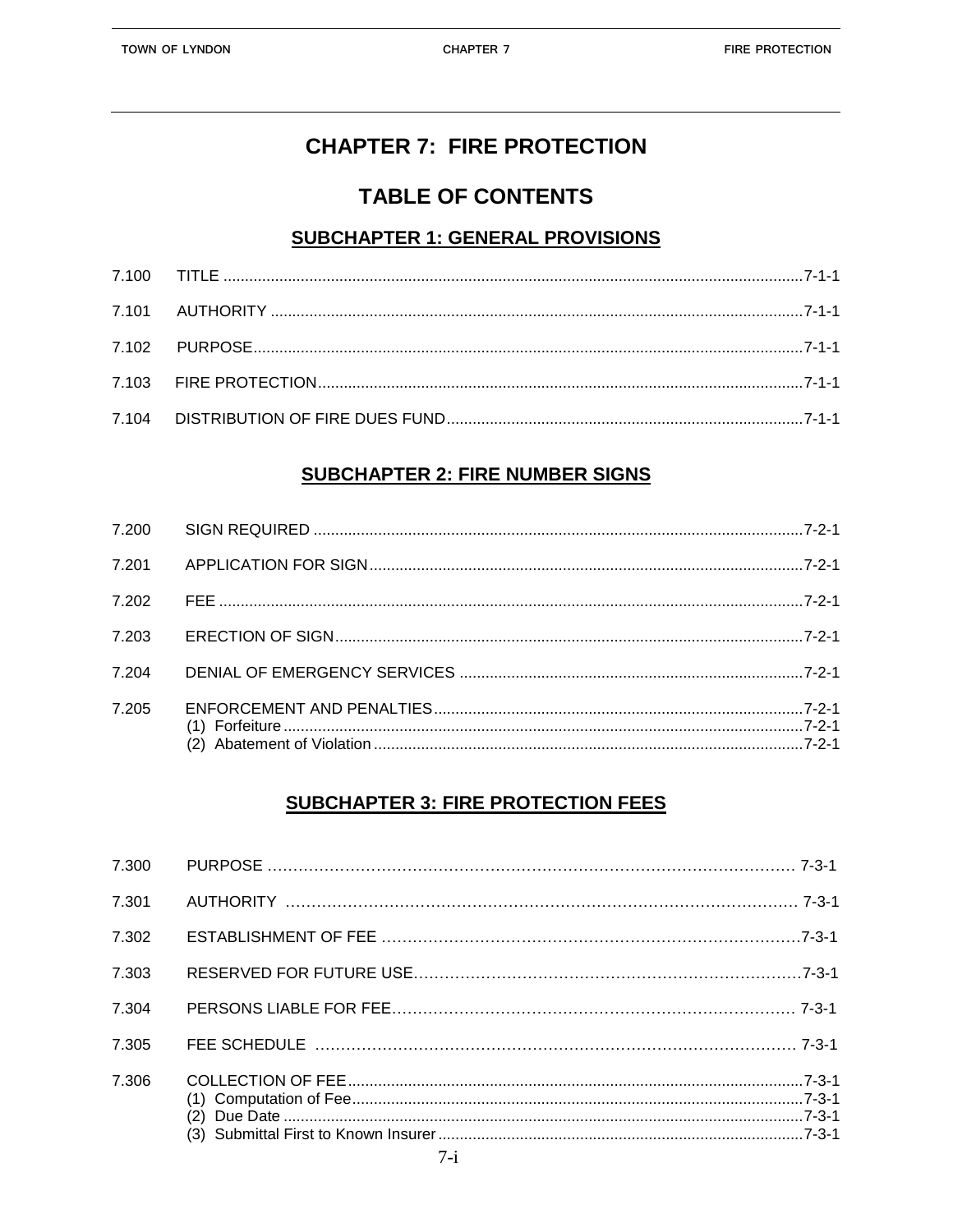# CHAPTER 7: FIRE PROTECTION

## TABLE OF CONTENTS

### SUBCHAPTER 1: GENERAL PROVISIONS

| | | |
|---|---|---|
| 7.100 | TITLE | 7-1-1 |
| 7.101 | AUTHORITY | 7-1-1 |
| 7.102 | PURPOSE | 7-1-1 |
| 7.103 | FIRE PROTECTION | 7-1-1 |
| 7.104 | DISTRIBUTION OF FIRE DUES FUND | 7-1-1 |

### SUBCHAPTER 2: FIRE NUMBER SIGNS

| | | |
|---|---|---|
| 7.200 | SIGN REQUIRED | 7-2-1 |
| 7.201 | APPLICATION FOR SIGN | 7-2-1 |
| 7.202 | FEE | 7-2-1 |
| 7.203 | ERECTION OF SIGN | 7-2-1 |
| 7.204 | DENIAL OF EMERGENCY SERVICES | 7-2-1 |
| 7.205 | ENFORCEMENT AND PENALTIES | 7-2-1 |
| | (1) Forfeiture | 7-2-1 |
| | (2) Abatement of Violation | 7-2-1 |

### SUBCHAPTER 3: FIRE PROTECTION FEES

| | | |
|---|---|---|
| 7.300 | PURPOSE | 7-3-1 |
| 7.301 | AUTHORITY | 7-3-1 |
| 7.302 | ESTABLISHMENT OF FEE | 7-3-1 |
| 7.303 | RESERVED FOR FUTURE USE | 7-3-1 |
| 7.304 | PERSONS LIABLE FOR FEE | 7-3-1 |
| 7.305 | FEE SCHEDULE | 7-3-1 |
| 7.306 | COLLECTION OF FEE | 7-3-1 |
| | (1) Computation of Fee | 7-3-1 |
| | (2) Due Date | 7-3-1 |
| | (3) Submittal First to Known Insurer | 7-3-1 |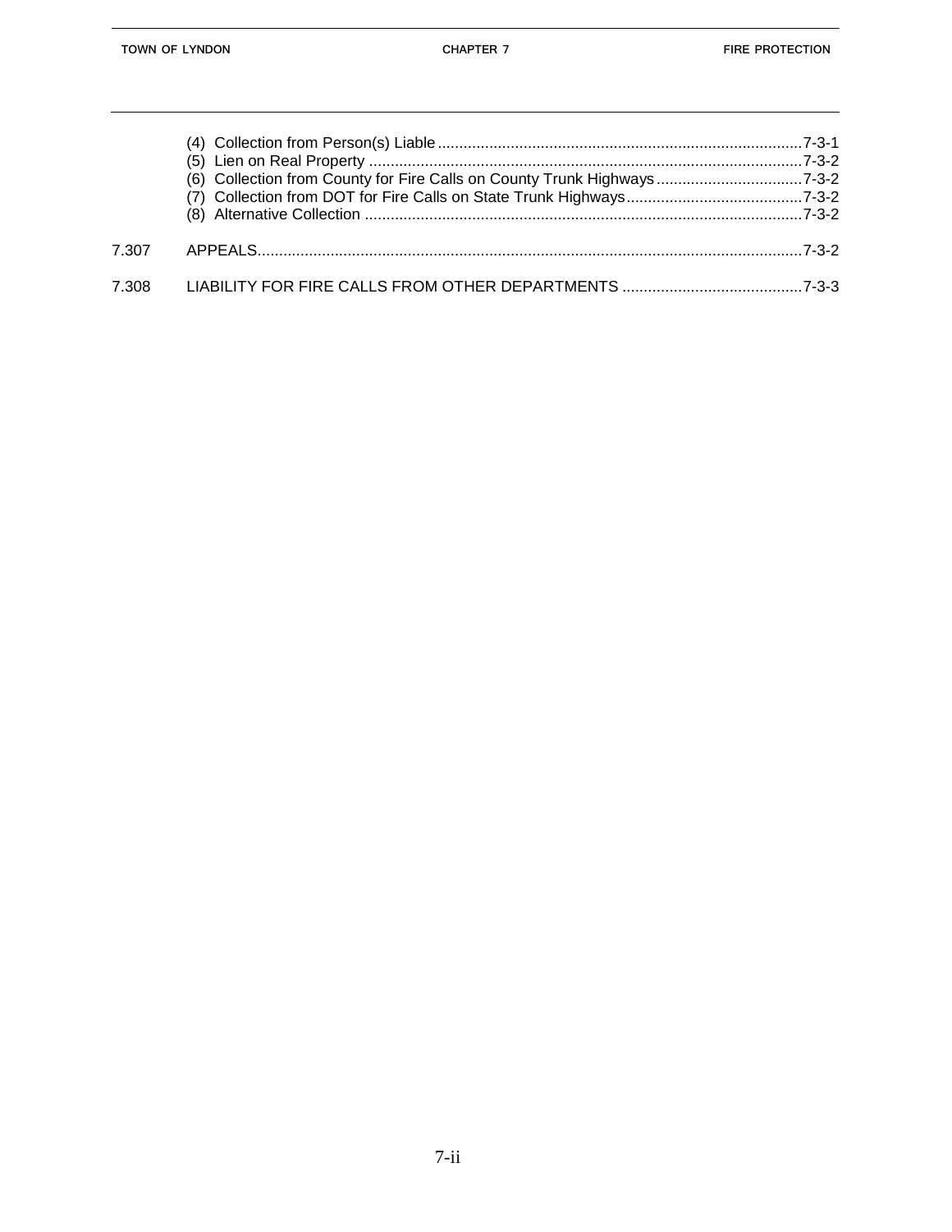(4) Collection from Person(s) Liable ........................................................................................7-3-1
(5) Lien on Real Property ........................................................................................................7-3-2
(6) Collection from County for Fire Calls on County Trunk Highways ....................................7-3-2
(7) Collection from DOT for Fire Calls on State Trunk Highways ...........................................7-3-2
(8) Alternative Collection .........................................................................................................7-3-2

7.307 APPEALS.......................................................................................................................................7-3-2

7.308 LIABILITY FOR FIRE CALLS FROM OTHER DEPARTMENTS ..............................................7-3-3